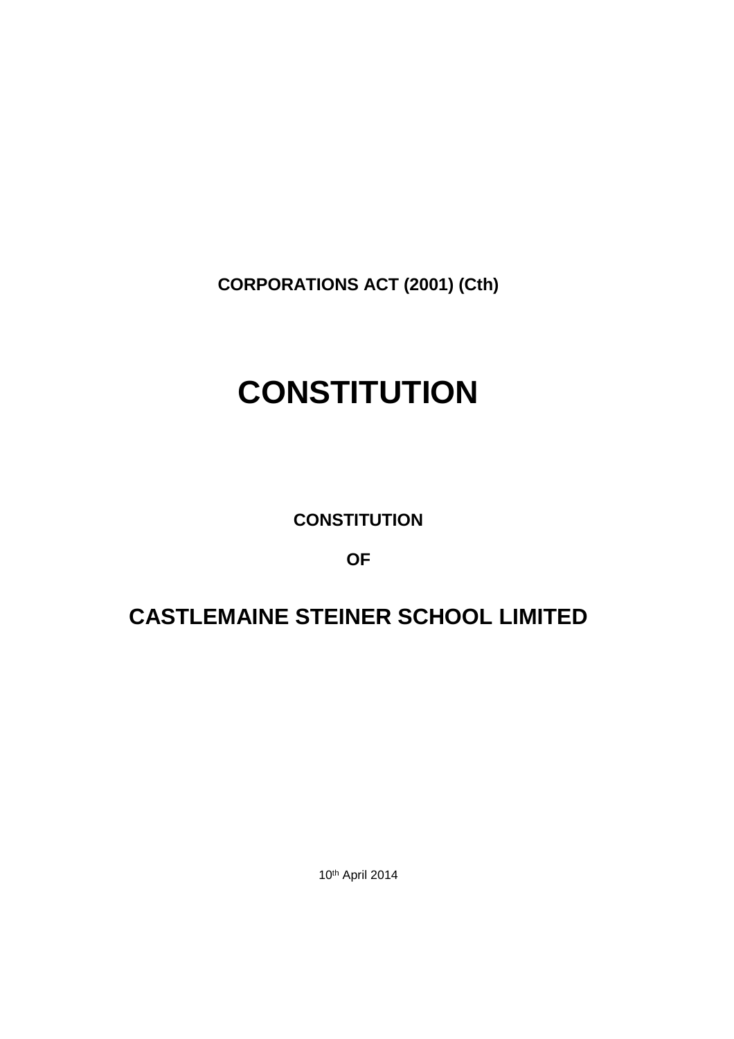**CORPORATIONS ACT (2001) (Cth)**

# CONSTITUTION

**CONSTITUTION**

**OF**

## CASTLEMAINE STEINER SCHOOL LIMITED

10th April 2014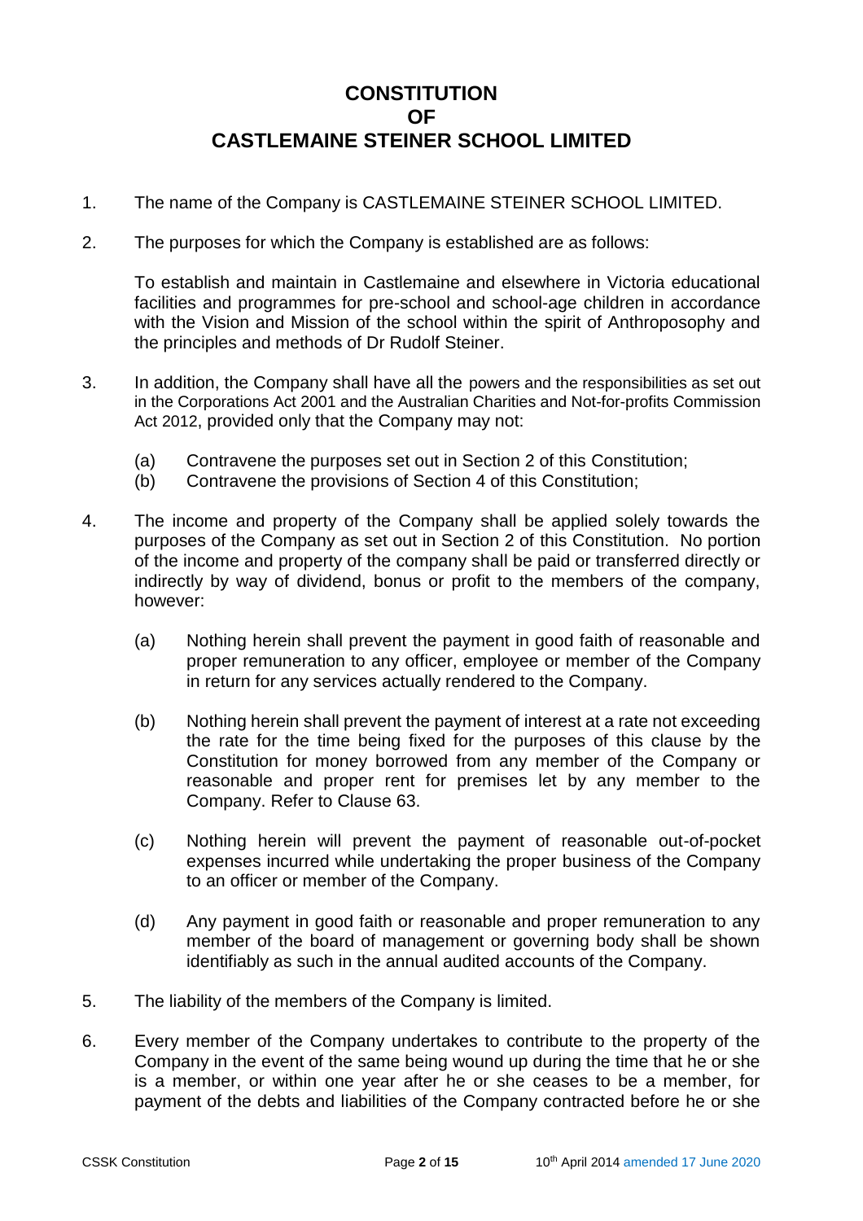# CONSTITUTION OF CASTLEMAINE STEINER SCHOOL LIMITED

1. The name of the Company is CASTLEMAINE STEINER SCHOOL LIMITED.

2. The purposes for which the Company is established are as follows:

   To establish and maintain in Castlemaine and elsewhere in Victoria educational facilities and programmes for pre-school and school-age children in accordance with the Vision and Mission of the school within the spirit of Anthroposophy and the principles and methods of Dr Rudolf Steiner.

3. In addition, the Company shall have all the powers and the responsibilities as set out in the Corporations Act 2001 and the Australian Charities and Not-for-profits Commission Act 2012, provided only that the Company may not:

   (a) Contravene the purposes set out in Section 2 of this Constitution;
   (b) Contravene the provisions of Section 4 of this Constitution;

4. The income and property of the Company shall be applied solely towards the purposes of the Company as set out in Section 2 of this Constitution. No portion of the income and property of the company shall be paid or transferred directly or indirectly by way of dividend, bonus or profit to the members of the company, however:

   (a) Nothing herein shall prevent the payment in good faith of reasonable and proper remuneration to any officer, employee or member of the Company in return for any services actually rendered to the Company.

   (b) Nothing herein shall prevent the payment of interest at a rate not exceeding the rate for the time being fixed for the purposes of this clause by the Constitution for money borrowed from any member of the Company or reasonable and proper rent for premises let by any member to the Company. Refer to Clause 63.

   (c) Nothing herein will prevent the payment of reasonable out-of-pocket expenses incurred while undertaking the proper business of the Company to an officer or member of the Company.

   (d) Any payment in good faith or reasonable and proper remuneration to any member of the board of management or governing body shall be shown identifiably as such in the annual audited accounts of the Company.

5. The liability of the members of the Company is limited.

6. Every member of the Company undertakes to contribute to the property of the Company in the event of the same being wound up during the time that he or she is a member, or within one year after he or she ceases to be a member, for payment of the debts and liabilities of the Company contracted before he or she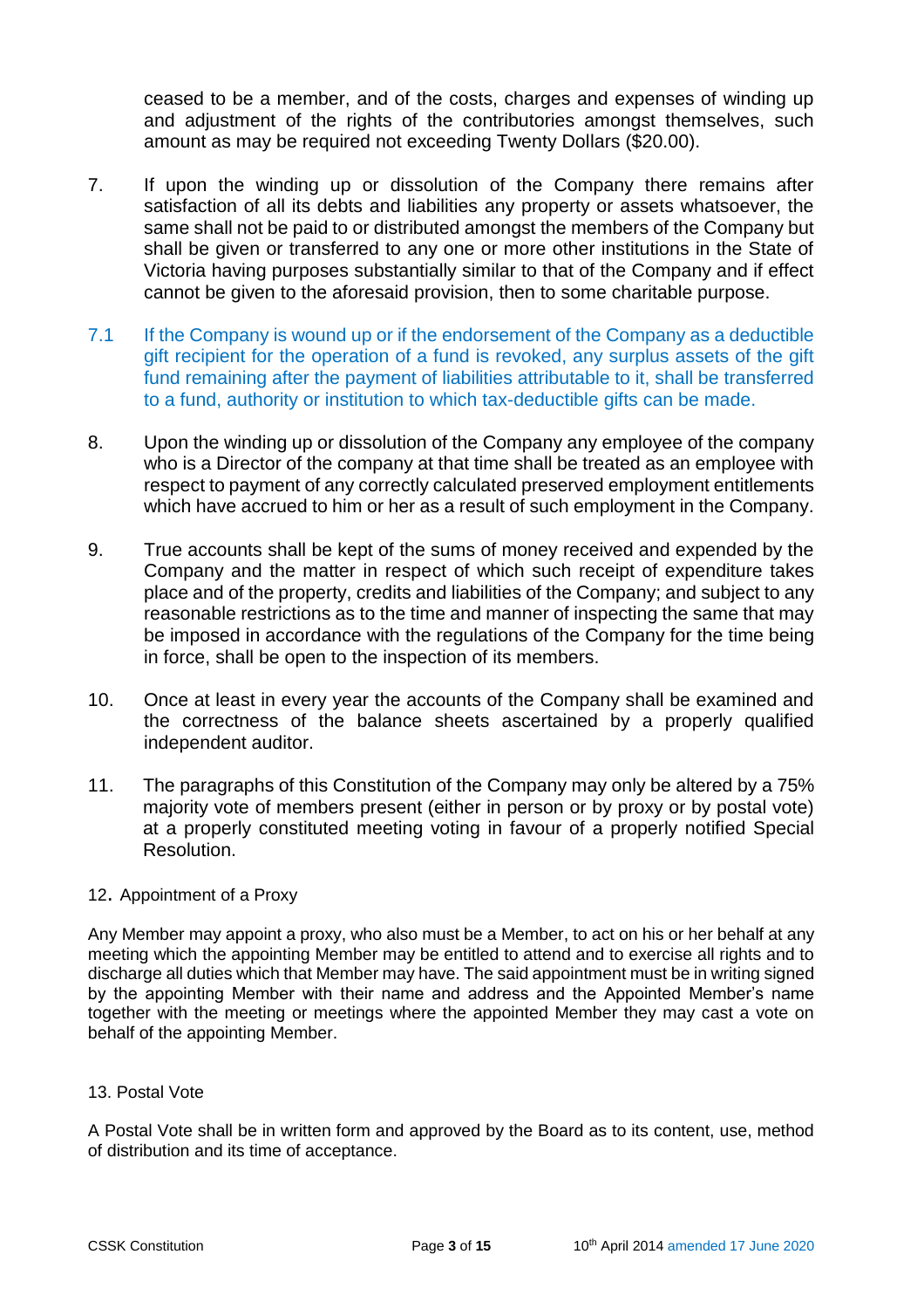ceased to be a member, and of the costs, charges and expenses of winding up and adjustment of the rights of the contributories amongst themselves, such amount as may be required not exceeding Twenty Dollars ($20.00).

7. If upon the winding up or dissolution of the Company there remains after satisfaction of all its debts and liabilities any property or assets whatsoever, the same shall not be paid to or distributed amongst the members of the Company but shall be given or transferred to any one or more other institutions in the State of Victoria having purposes substantially similar to that of the Company and if effect cannot be given to the aforesaid provision, then to some charitable purpose.

7.1 If the Company is wound up or if the endorsement of the Company as a deductible gift recipient for the operation of a fund is revoked, any surplus assets of the gift fund remaining after the payment of liabilities attributable to it, shall be transferred to a fund, authority or institution to which tax-deductible gifts can be made.

8. Upon the winding up or dissolution of the Company any employee of the company who is a Director of the company at that time shall be treated as an employee with respect to payment of any correctly calculated preserved employment entitlements which have accrued to him or her as a result of such employment in the Company.

9. True accounts shall be kept of the sums of money received and expended by the Company and the matter in respect of which such receipt of expenditure takes place and of the property, credits and liabilities of the Company; and subject to any reasonable restrictions as to the time and manner of inspecting the same that may be imposed in accordance with the regulations of the Company for the time being in force, shall be open to the inspection of its members.

10. Once at least in every year the accounts of the Company shall be examined and the correctness of the balance sheets ascertained by a properly qualified independent auditor.

11. The paragraphs of this Constitution of the Company may only be altered by a 75% majority vote of members present (either in person or by proxy or by postal vote) at a properly constituted meeting voting in favour of a properly notified Special Resolution.

12. Appointment of a Proxy

Any Member may appoint a proxy, who also must be a Member, to act on his or her behalf at any meeting which the appointing Member may be entitled to attend and to exercise all rights and to discharge all duties which that Member may have. The said appointment must be in writing signed by the appointing Member with their name and address and the Appointed Member's name together with the meeting or meetings where the appointed Member they may cast a vote on behalf of the appointing Member.

13. Postal Vote

A Postal Vote shall be in written form and approved by the Board as to its content, use, method of distribution and its time of acceptance.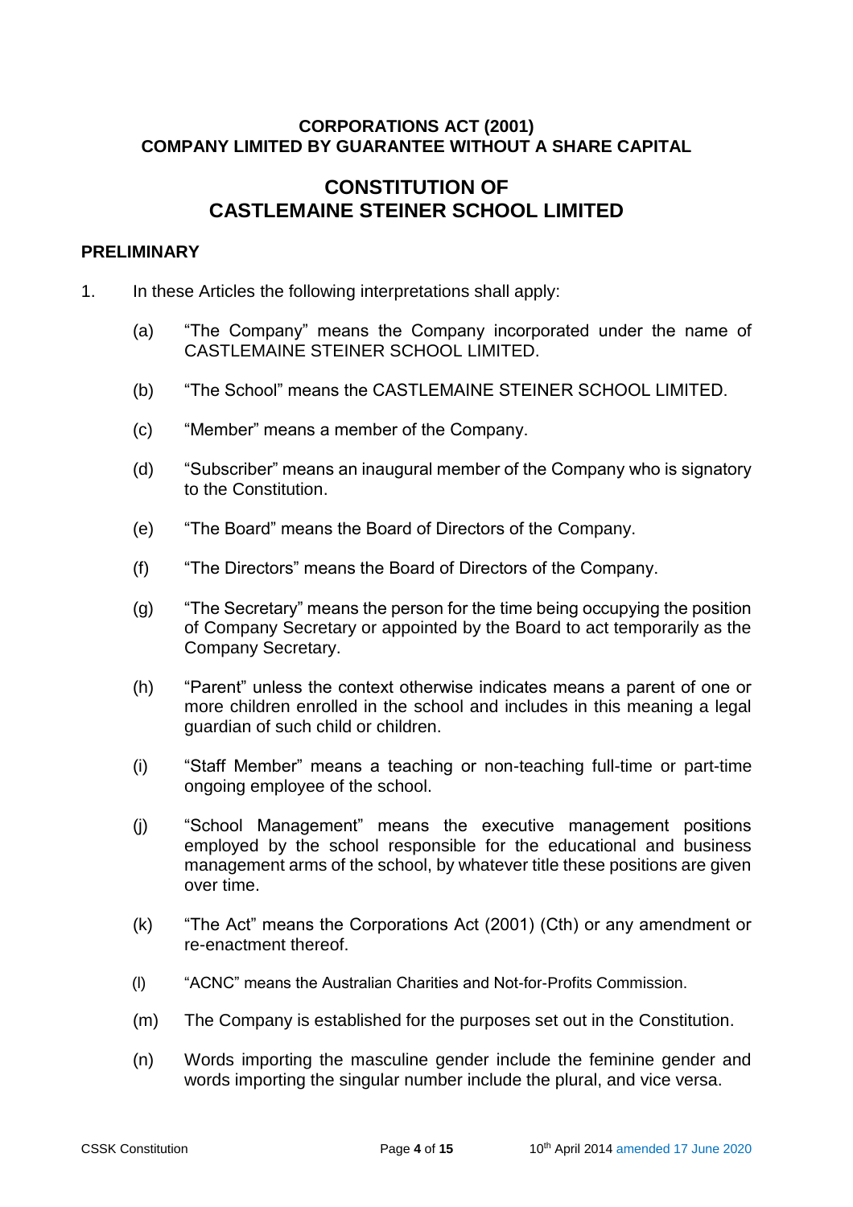**CORPORATIONS ACT (2001)**
**COMPANY LIMITED BY GUARANTEE WITHOUT A SHARE CAPITAL**

# CONSTITUTION OF CASTLEMAINE STEINER SCHOOL LIMITED

## PRELIMINARY

1. In these Articles the following interpretations shall apply:

   (a) "The Company" means the Company incorporated under the name of CASTLEMAINE STEINER SCHOOL LIMITED.

   (b) "The School" means the CASTLEMAINE STEINER SCHOOL LIMITED.

   (c) "Member" means a member of the Company.

   (d) "Subscriber" means an inaugural member of the Company who is signatory to the Constitution.

   (e) "The Board" means the Board of Directors of the Company.

   (f) "The Directors" means the Board of Directors of the Company.

   (g) "The Secretary" means the person for the time being occupying the position of Company Secretary or appointed by the Board to act temporarily as the Company Secretary.

   (h) "Parent" unless the context otherwise indicates means a parent of one or more children enrolled in the school and includes in this meaning a legal guardian of such child or children.

   (i) "Staff Member" means a teaching or non-teaching full-time or part-time ongoing employee of the school.

   (j) "School Management" means the executive management positions employed by the school responsible for the educational and business management arms of the school, by whatever title these positions are given over time.

   (k) "The Act" means the Corporations Act (2001) (Cth) or any amendment or re-enactment thereof.

   (l) "ACNC" means the Australian Charities and Not-for-Profits Commission.

   (m) The Company is established for the purposes set out in the Constitution.

   (n) Words importing the masculine gender include the feminine gender and words importing the singular number include the plural, and vice versa.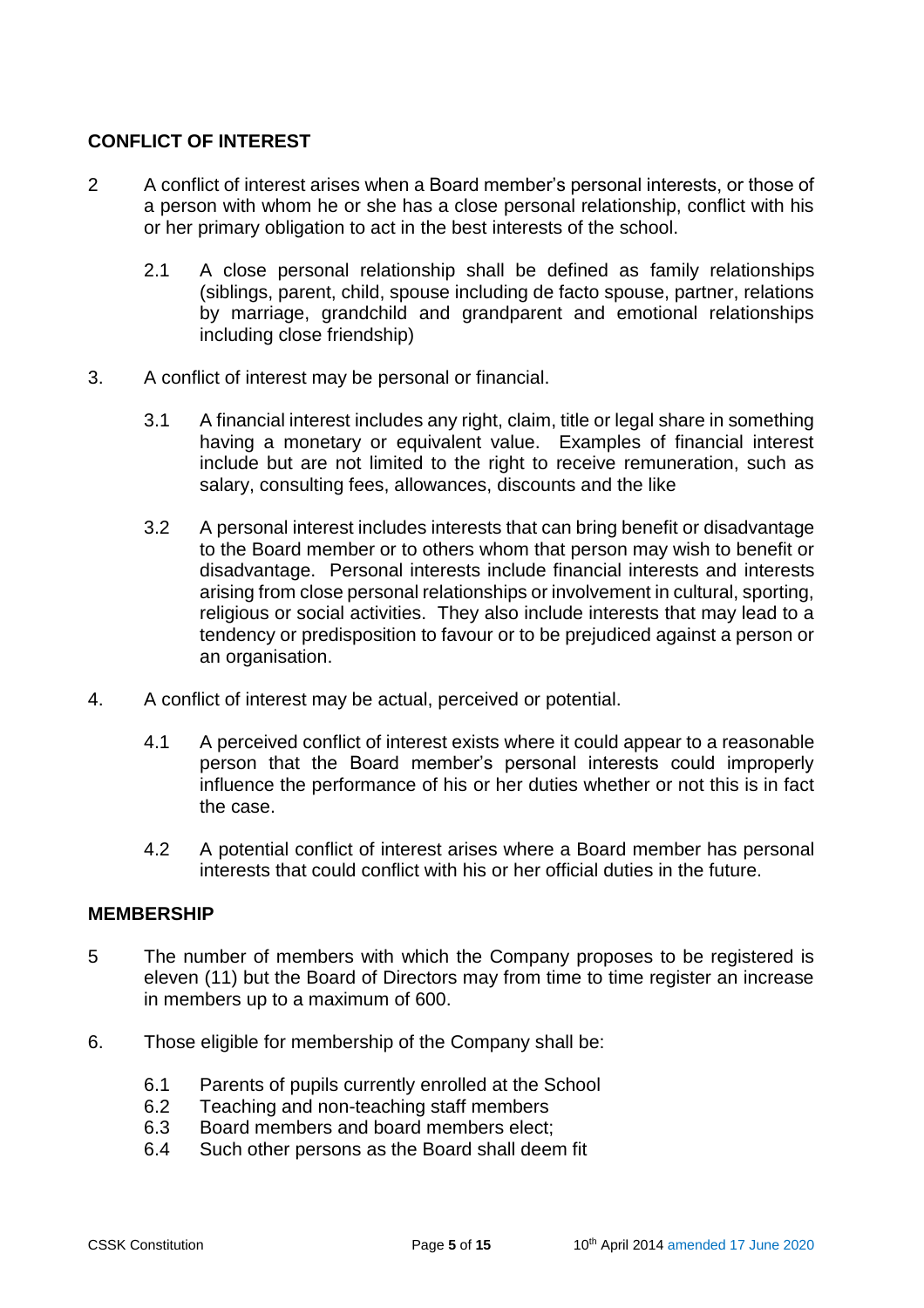## CONFLICT OF INTEREST

2 A conflict of interest arises when a Board member's personal interests, or those of a person with whom he or she has a close personal relationship, conflict with his or her primary obligation to act in the best interests of the school.

2.1 A close personal relationship shall be defined as family relationships (siblings, parent, child, spouse including de facto spouse, partner, relations by marriage, grandchild and grandparent and emotional relationships including close friendship)

3. A conflict of interest may be personal or financial.

3.1 A financial interest includes any right, claim, title or legal share in something having a monetary or equivalent value. Examples of financial interest include but are not limited to the right to receive remuneration, such as salary, consulting fees, allowances, discounts and the like

3.2 A personal interest includes interests that can bring benefit or disadvantage to the Board member or to others whom that person may wish to benefit or disadvantage. Personal interests include financial interests and interests arising from close personal relationships or involvement in cultural, sporting, religious or social activities. They also include interests that may lead to a tendency or predisposition to favour or to be prejudiced against a person or an organisation.

4. A conflict of interest may be actual, perceived or potential.

4.1 A perceived conflict of interest exists where it could appear to a reasonable person that the Board member's personal interests could improperly influence the performance of his or her duties whether or not this is in fact the case.

4.2 A potential conflict of interest arises where a Board member has personal interests that could conflict with his or her official duties in the future.

## MEMBERSHIP

5 The number of members with which the Company proposes to be registered is eleven (11) but the Board of Directors may from time to time register an increase in members up to a maximum of 600.

6. Those eligible for membership of the Company shall be:

6.1 Parents of pupils currently enrolled at the School
6.2 Teaching and non-teaching staff members
6.3 Board members and board members elect;
6.4 Such other persons as the Board shall deem fit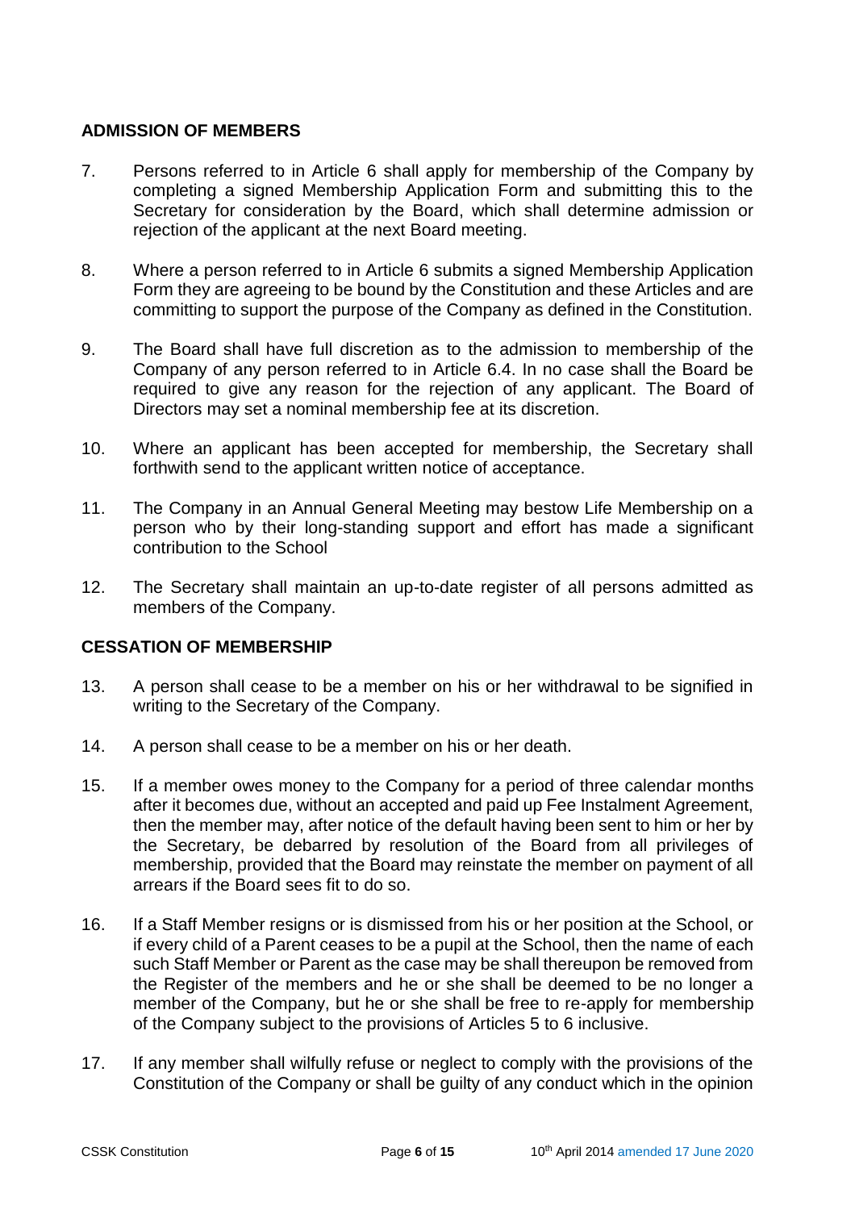## ADMISSION OF MEMBERS

7. Persons referred to in Article 6 shall apply for membership of the Company by completing a signed Membership Application Form and submitting this to the Secretary for consideration by the Board, which shall determine admission or rejection of the applicant at the next Board meeting.

8. Where a person referred to in Article 6 submits a signed Membership Application Form they are agreeing to be bound by the Constitution and these Articles and are committing to support the purpose of the Company as defined in the Constitution.

9. The Board shall have full discretion as to the admission to membership of the Company of any person referred to in Article 6.4. In no case shall the Board be required to give any reason for the rejection of any applicant. The Board of Directors may set a nominal membership fee at its discretion.

10. Where an applicant has been accepted for membership, the Secretary shall forthwith send to the applicant written notice of acceptance.

11. The Company in an Annual General Meeting may bestow Life Membership on a person who by their long-standing support and effort has made a significant contribution to the School

12. The Secretary shall maintain an up-to-date register of all persons admitted as members of the Company.

## CESSATION OF MEMBERSHIP

13. A person shall cease to be a member on his or her withdrawal to be signified in writing to the Secretary of the Company.

14. A person shall cease to be a member on his or her death.

15. If a member owes money to the Company for a period of three calendar months after it becomes due, without an accepted and paid up Fee Instalment Agreement, then the member may, after notice of the default having been sent to him or her by the Secretary, be debarred by resolution of the Board from all privileges of membership, provided that the Board may reinstate the member on payment of all arrears if the Board sees fit to do so.

16. If a Staff Member resigns or is dismissed from his or her position at the School, or if every child of a Parent ceases to be a pupil at the School, then the name of each such Staff Member or Parent as the case may be shall thereupon be removed from the Register of the members and he or she shall be deemed to be no longer a member of the Company, but he or she shall be free to re-apply for membership of the Company subject to the provisions of Articles 5 to 6 inclusive.

17. If any member shall wilfully refuse or neglect to comply with the provisions of the Constitution of the Company or shall be guilty of any conduct which in the opinion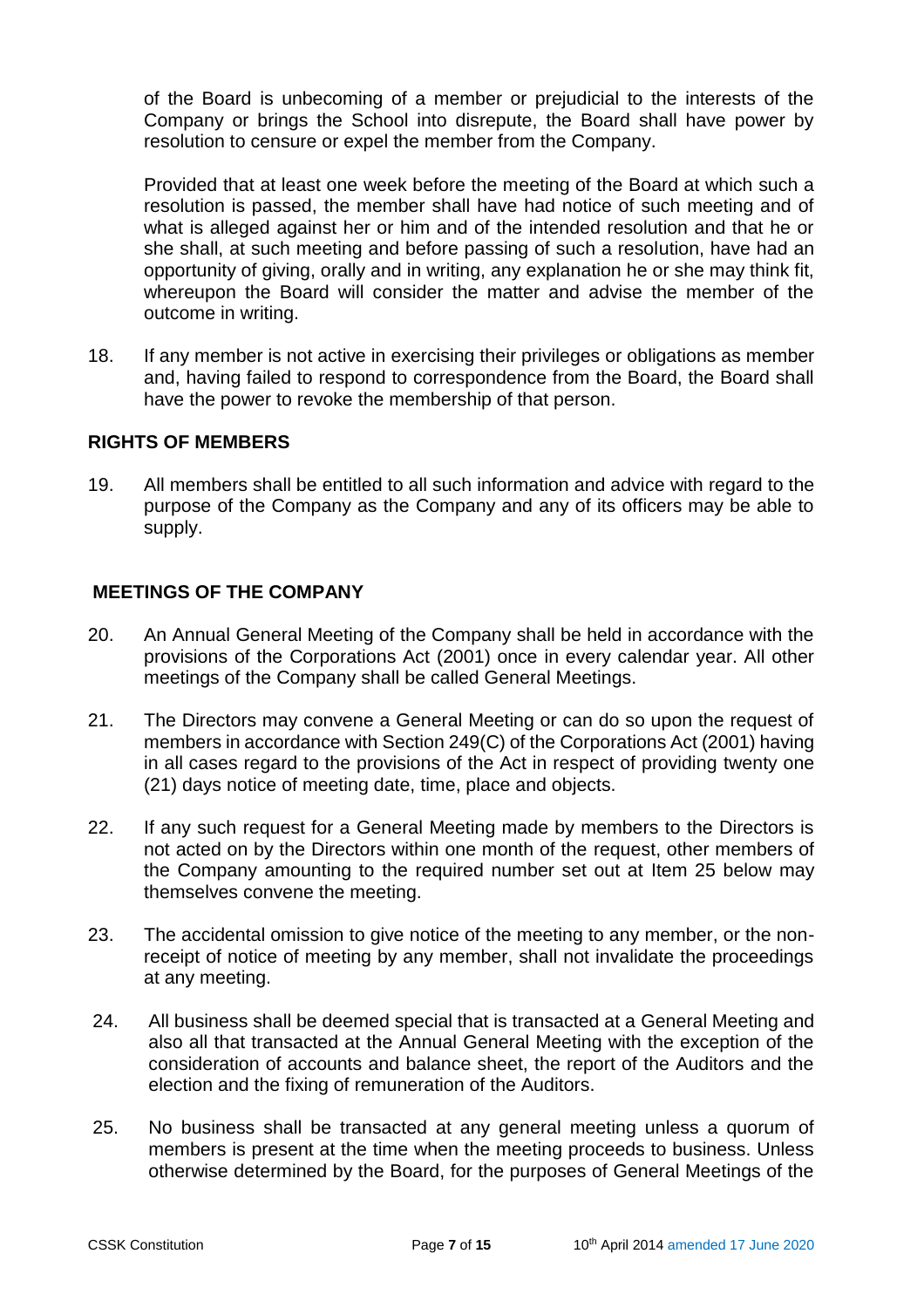of the Board is unbecoming of a member or prejudicial to the interests of the Company or brings the School into disrepute, the Board shall have power by resolution to censure or expel the member from the Company.

Provided that at least one week before the meeting of the Board at which such a resolution is passed, the member shall have had notice of such meeting and of what is alleged against her or him and of the intended resolution and that he or she shall, at such meeting and before passing of such a resolution, have had an opportunity of giving, orally and in writing, any explanation he or she may think fit, whereupon the Board will consider the matter and advise the member of the outcome in writing.

18. If any member is not active in exercising their privileges or obligations as member and, having failed to respond to correspondence from the Board, the Board shall have the power to revoke the membership of that person.

## RIGHTS OF MEMBERS

19. All members shall be entitled to all such information and advice with regard to the purpose of the Company as the Company and any of its officers may be able to supply.

## MEETINGS OF THE COMPANY

20. An Annual General Meeting of the Company shall be held in accordance with the provisions of the Corporations Act (2001) once in every calendar year. All other meetings of the Company shall be called General Meetings.

21. The Directors may convene a General Meeting or can do so upon the request of members in accordance with Section 249(C) of the Corporations Act (2001) having in all cases regard to the provisions of the Act in respect of providing twenty one (21) days notice of meeting date, time, place and objects.

22. If any such request for a General Meeting made by members to the Directors is not acted on by the Directors within one month of the request, other members of the Company amounting to the required number set out at Item 25 below may themselves convene the meeting.

23. The accidental omission to give notice of the meeting to any member, or the non-receipt of notice of meeting by any member, shall not invalidate the proceedings at any meeting.

24. All business shall be deemed special that is transacted at a General Meeting and also all that transacted at the Annual General Meeting with the exception of the consideration of accounts and balance sheet, the report of the Auditors and the election and the fixing of remuneration of the Auditors.

25. No business shall be transacted at any general meeting unless a quorum of members is present at the time when the meeting proceeds to business. Unless otherwise determined by the Board, for the purposes of General Meetings of the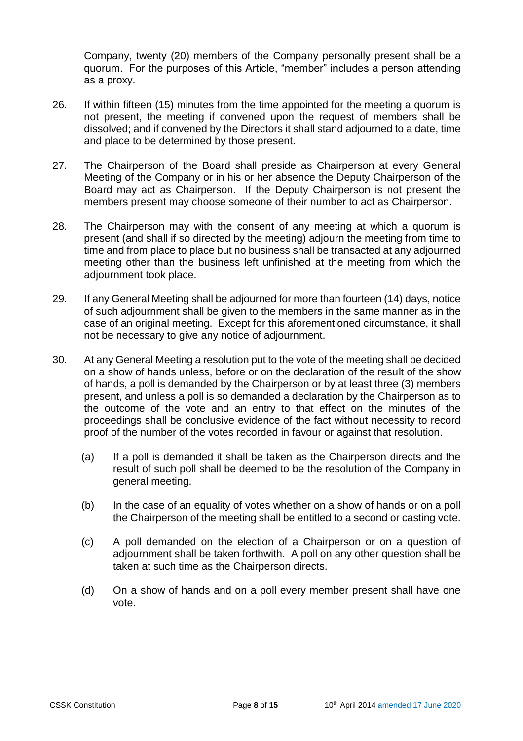Company, twenty (20) members of the Company personally present shall be a quorum. For the purposes of this Article, "member" includes a person attending as a proxy.

26. If within fifteen (15) minutes from the time appointed for the meeting a quorum is not present, the meeting if convened upon the request of members shall be dissolved; and if convened by the Directors it shall stand adjourned to a date, time and place to be determined by those present.

27. The Chairperson of the Board shall preside as Chairperson at every General Meeting of the Company or in his or her absence the Deputy Chairperson of the Board may act as Chairperson. If the Deputy Chairperson is not present the members present may choose someone of their number to act as Chairperson.

28. The Chairperson may with the consent of any meeting at which a quorum is present (and shall if so directed by the meeting) adjourn the meeting from time to time and from place to place but no business shall be transacted at any adjourned meeting other than the business left unfinished at the meeting from which the adjournment took place.

29. If any General Meeting shall be adjourned for more than fourteen (14) days, notice of such adjournment shall be given to the members in the same manner as in the case of an original meeting. Except for this aforementioned circumstance, it shall not be necessary to give any notice of adjournment.

30. At any General Meeting a resolution put to the vote of the meeting shall be decided on a show of hands unless, before or on the declaration of the result of the show of hands, a poll is demanded by the Chairperson or by at least three (3) members present, and unless a poll is so demanded a declaration by the Chairperson as to the outcome of the vote and an entry to that effect on the minutes of the proceedings shall be conclusive evidence of the fact without necessity to record proof of the number of the votes recorded in favour or against that resolution.

    (a) If a poll is demanded it shall be taken as the Chairperson directs and the result of such poll shall be deemed to be the resolution of the Company in general meeting.

    (b) In the case of an equality of votes whether on a show of hands or on a poll the Chairperson of the meeting shall be entitled to a second or casting vote.

    (c) A poll demanded on the election of a Chairperson or on a question of adjournment shall be taken forthwith. A poll on any other question shall be taken at such time as the Chairperson directs.

    (d) On a show of hands and on a poll every member present shall have one vote.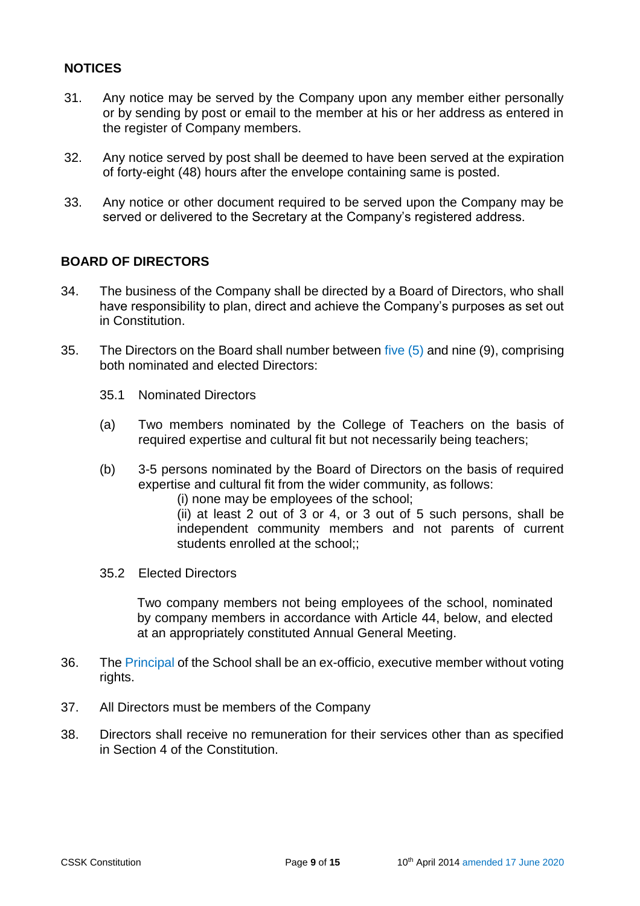## NOTICES

31. Any notice may be served by the Company upon any member either personally or by sending by post or email to the member at his or her address as entered in the register of Company members.

32. Any notice served by post shall be deemed to have been served at the expiration of forty-eight (48) hours after the envelope containing same is posted.

33. Any notice or other document required to be served upon the Company may be served or delivered to the Secretary at the Company's registered address.

## BOARD OF DIRECTORS

34. The business of the Company shall be directed by a Board of Directors, who shall have responsibility to plan, direct and achieve the Company's purposes as set out in Constitution.

35. The Directors on the Board shall number between five (5) and nine (9), comprising both nominated and elected Directors:

    35.1 Nominated Directors

    (a) Two members nominated by the College of Teachers on the basis of required expertise and cultural fit but not necessarily being teachers;

    (b) 3-5 persons nominated by the Board of Directors on the basis of required expertise and cultural fit from the wider community, as follows:
        (i) none may be employees of the school;
        (ii) at least 2 out of 3 or 4, or 3 out of 5 such persons, shall be independent community members and not parents of current students enrolled at the school;;

    35.2 Elected Directors

    Two company members not being employees of the school, nominated by company members in accordance with Article 44, below, and elected at an appropriately constituted Annual General Meeting.

36. The Principal of the School shall be an ex-officio, executive member without voting rights.

37. All Directors must be members of the Company

38. Directors shall receive no remuneration for their services other than as specified in Section 4 of the Constitution.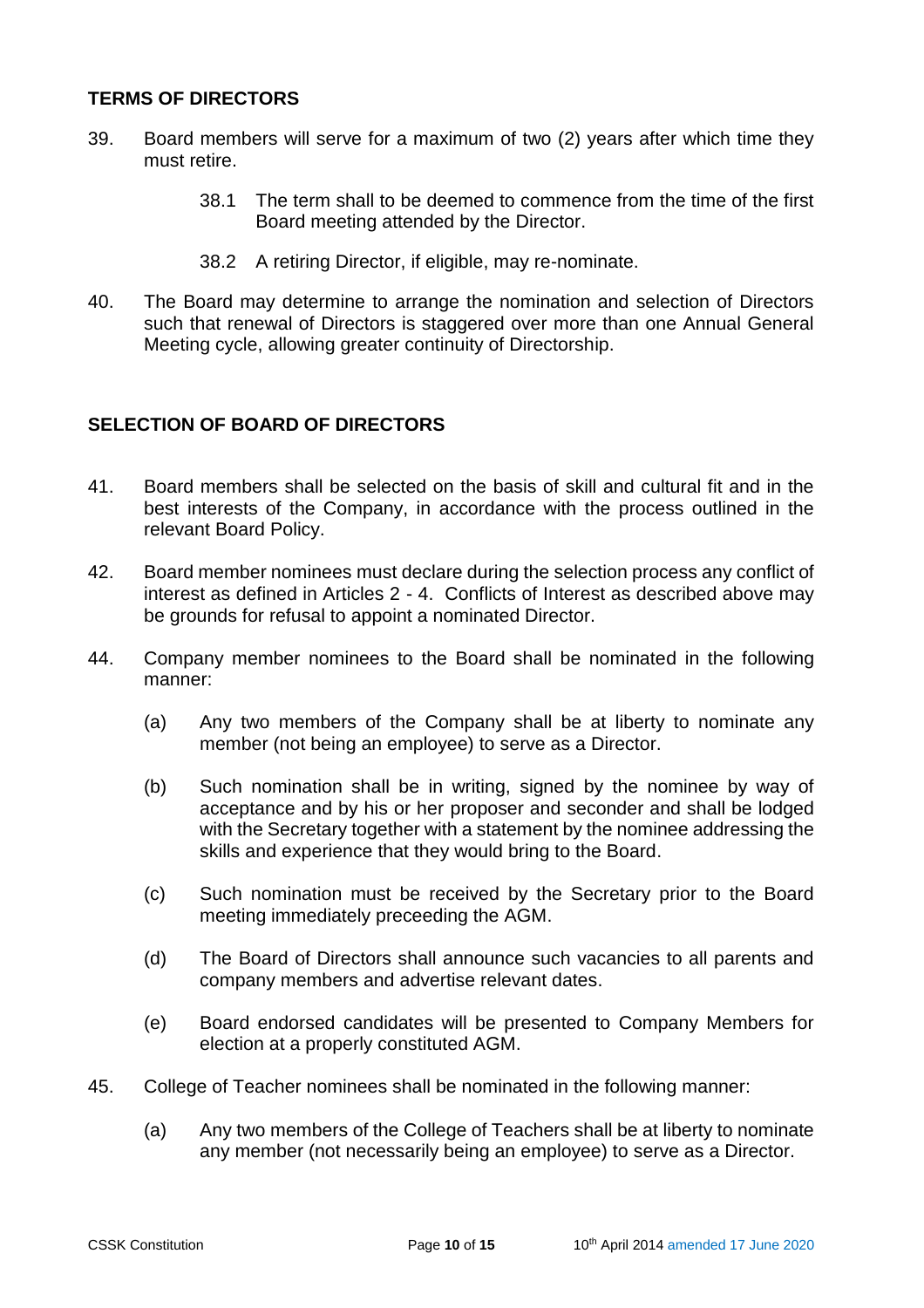## TERMS OF DIRECTORS

39. Board members will serve for a maximum of two (2) years after which time they must retire.

    38.1 The term shall to be deemed to commence from the time of the first Board meeting attended by the Director.

    38.2 A retiring Director, if eligible, may re-nominate.

40. The Board may determine to arrange the nomination and selection of Directors such that renewal of Directors is staggered over more than one Annual General Meeting cycle, allowing greater continuity of Directorship.

## SELECTION OF BOARD OF DIRECTORS

41. Board members shall be selected on the basis of skill and cultural fit and in the best interests of the Company, in accordance with the process outlined in the relevant Board Policy.

42. Board member nominees must declare during the selection process any conflict of interest as defined in Articles 2 - 4. Conflicts of Interest as described above may be grounds for refusal to appoint a nominated Director.

44. Company member nominees to the Board shall be nominated in the following manner:

    (a) Any two members of the Company shall be at liberty to nominate any member (not being an employee) to serve as a Director.

    (b) Such nomination shall be in writing, signed by the nominee by way of acceptance and by his or her proposer and seconder and shall be lodged with the Secretary together with a statement by the nominee addressing the skills and experience that they would bring to the Board.

    (c) Such nomination must be received by the Secretary prior to the Board meeting immediately preceeding the AGM.

    (d) The Board of Directors shall announce such vacancies to all parents and company members and advertise relevant dates.

    (e) Board endorsed candidates will be presented to Company Members for election at a properly constituted AGM.

45. College of Teacher nominees shall be nominated in the following manner:

    (a) Any two members of the College of Teachers shall be at liberty to nominate any member (not necessarily being an employee) to serve as a Director.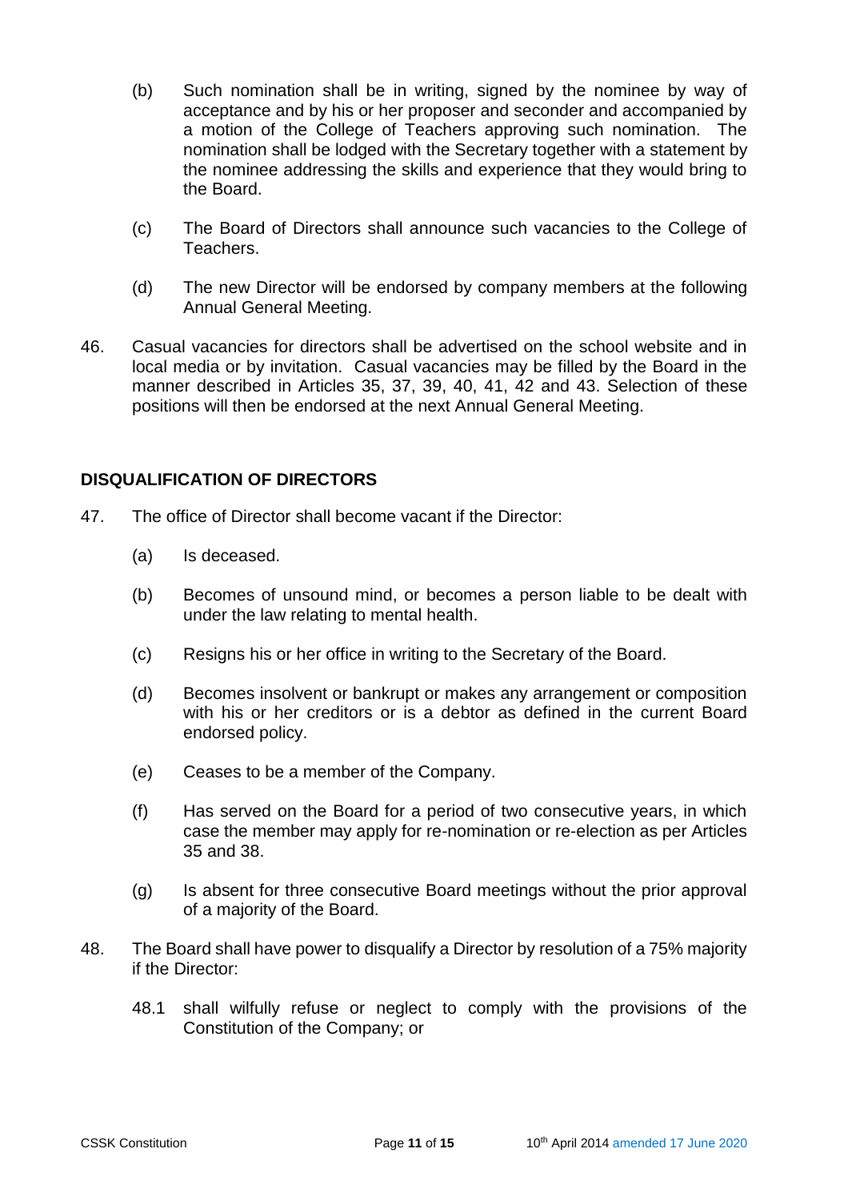(b) Such nomination shall be in writing, signed by the nominee by way of acceptance and by his or her proposer and seconder and accompanied by a motion of the College of Teachers approving such nomination. The nomination shall be lodged with the Secretary together with a statement by the nominee addressing the skills and experience that they would bring to the Board.

(c) The Board of Directors shall announce such vacancies to the College of Teachers.

(d) The new Director will be endorsed by company members at the following Annual General Meeting.

46. Casual vacancies for directors shall be advertised on the school website and in local media or by invitation. Casual vacancies may be filled by the Board in the manner described in Articles 35, 37, 39, 40, 41, 42 and 43. Selection of these positions will then be endorsed at the next Annual General Meeting.

## DISQUALIFICATION OF DIRECTORS

47. The office of Director shall become vacant if the Director:

(a) Is deceased.

(b) Becomes of unsound mind, or becomes a person liable to be dealt with under the law relating to mental health.

(c) Resigns his or her office in writing to the Secretary of the Board.

(d) Becomes insolvent or bankrupt or makes any arrangement or composition with his or her creditors or is a debtor as defined in the current Board endorsed policy.

(e) Ceases to be a member of the Company.

(f) Has served on the Board for a period of two consecutive years, in which case the member may apply for re-nomination or re-election as per Articles 35 and 38.

(g) Is absent for three consecutive Board meetings without the prior approval of a majority of the Board.

48. The Board shall have power to disqualify a Director by resolution of a 75% majority if the Director:

48.1 shall wilfully refuse or neglect to comply with the provisions of the Constitution of the Company; or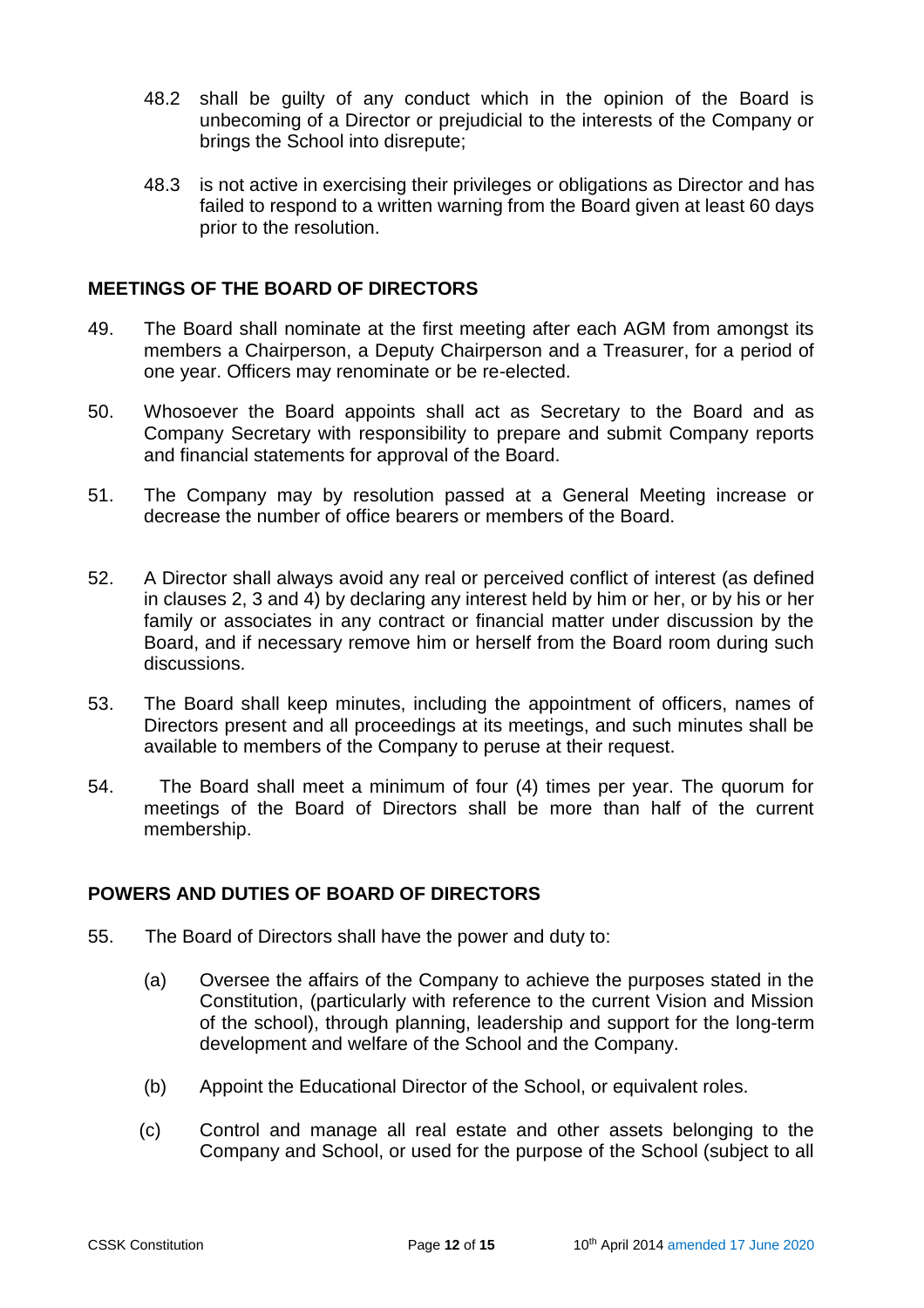48.2 shall be guilty of any conduct which in the opinion of the Board is unbecoming of a Director or prejudicial to the interests of the Company or brings the School into disrepute;

48.3 is not active in exercising their privileges or obligations as Director and has failed to respond to a written warning from the Board given at least 60 days prior to the resolution.

## MEETINGS OF THE BOARD OF DIRECTORS

49. The Board shall nominate at the first meeting after each AGM from amongst its members a Chairperson, a Deputy Chairperson and a Treasurer, for a period of one year. Officers may renominate or be re-elected.

50. Whosoever the Board appoints shall act as Secretary to the Board and as Company Secretary with responsibility to prepare and submit Company reports and financial statements for approval of the Board.

51. The Company may by resolution passed at a General Meeting increase or decrease the number of office bearers or members of the Board.

52. A Director shall always avoid any real or perceived conflict of interest (as defined in clauses 2, 3 and 4) by declaring any interest held by him or her, or by his or her family or associates in any contract or financial matter under discussion by the Board, and if necessary remove him or herself from the Board room during such discussions.

53. The Board shall keep minutes, including the appointment of officers, names of Directors present and all proceedings at its meetings, and such minutes shall be available to members of the Company to peruse at their request.

54. The Board shall meet a minimum of four (4) times per year. The quorum for meetings of the Board of Directors shall be more than half of the current membership.

## POWERS AND DUTIES OF BOARD OF DIRECTORS

55. The Board of Directors shall have the power and duty to:

(a) Oversee the affairs of the Company to achieve the purposes stated in the Constitution, (particularly with reference to the current Vision and Mission of the school), through planning, leadership and support for the long-term development and welfare of the School and the Company.

(b) Appoint the Educational Director of the School, or equivalent roles.

(c) Control and manage all real estate and other assets belonging to the Company and School, or used for the purpose of the School (subject to all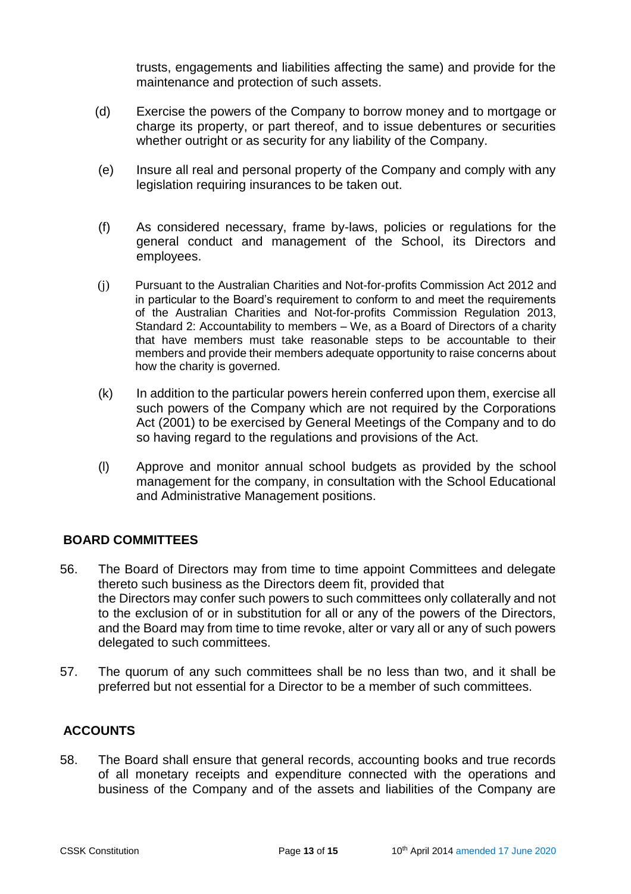trusts, engagements and liabilities affecting the same) and provide for the maintenance and protection of such assets.

(d) Exercise the powers of the Company to borrow money and to mortgage or charge its property, or part thereof, and to issue debentures or securities whether outright or as security for any liability of the Company.

(e) Insure all real and personal property of the Company and comply with any legislation requiring insurances to be taken out.

(f) As considered necessary, frame by-laws, policies or regulations for the general conduct and management of the School, its Directors and employees.

(j) Pursuant to the Australian Charities and Not-for-profits Commission Act 2012 and in particular to the Board's requirement to conform to and meet the requirements of the Australian Charities and Not-for-profits Commission Regulation 2013, Standard 2: Accountability to members – We, as a Board of Directors of a charity that have members must take reasonable steps to be accountable to their members and provide their members adequate opportunity to raise concerns about how the charity is governed.

(k) In addition to the particular powers herein conferred upon them, exercise all such powers of the Company which are not required by the Corporations Act (2001) to be exercised by General Meetings of the Company and to do so having regard to the regulations and provisions of the Act.

(l) Approve and monitor annual school budgets as provided by the school management for the company, in consultation with the School Educational and Administrative Management positions.

## BOARD COMMITTEES

56. The Board of Directors may from time to time appoint Committees and delegate thereto such business as the Directors deem fit, provided that the Directors may confer such powers to such committees only collaterally and not to the exclusion of or in substitution for all or any of the powers of the Directors, and the Board may from time to time revoke, alter or vary all or any of such powers delegated to such committees.

57. The quorum of any such committees shall be no less than two, and it shall be preferred but not essential for a Director to be a member of such committees.

## ACCOUNTS

58. The Board shall ensure that general records, accounting books and true records of all monetary receipts and expenditure connected with the operations and business of the Company and of the assets and liabilities of the Company are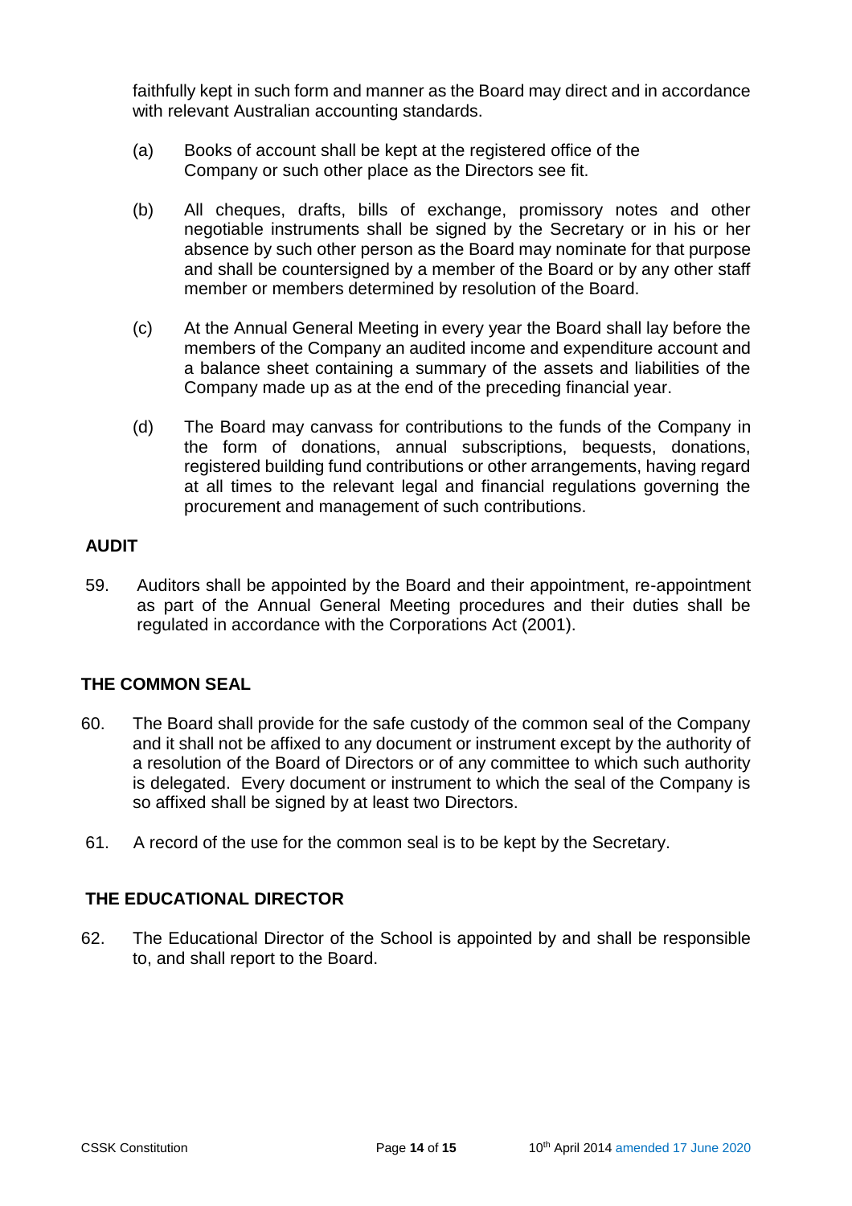faithfully kept in such form and manner as the Board may direct and in accordance with relevant Australian accounting standards.

(a) Books of account shall be kept at the registered office of the Company or such other place as the Directors see fit.

(b) All cheques, drafts, bills of exchange, promissory notes and other negotiable instruments shall be signed by the Secretary or in his or her absence by such other person as the Board may nominate for that purpose and shall be countersigned by a member of the Board or by any other staff member or members determined by resolution of the Board.

(c) At the Annual General Meeting in every year the Board shall lay before the members of the Company an audited income and expenditure account and a balance sheet containing a summary of the assets and liabilities of the Company made up as at the end of the preceding financial year.

(d) The Board may canvass for contributions to the funds of the Company in the form of donations, annual subscriptions, bequests, donations, registered building fund contributions or other arrangements, having regard at all times to the relevant legal and financial regulations governing the procurement and management of such contributions.

## AUDIT

59. Auditors shall be appointed by the Board and their appointment, re-appointment as part of the Annual General Meeting procedures and their duties shall be regulated in accordance with the Corporations Act (2001).

## THE COMMON SEAL

60. The Board shall provide for the safe custody of the common seal of the Company and it shall not be affixed to any document or instrument except by the authority of a resolution of the Board of Directors or of any committee to which such authority is delegated. Every document or instrument to which the seal of the Company is so affixed shall be signed by at least two Directors.

61. A record of the use for the common seal is to be kept by the Secretary.

## THE EDUCATIONAL DIRECTOR

62. The Educational Director of the School is appointed by and shall be responsible to, and shall report to the Board.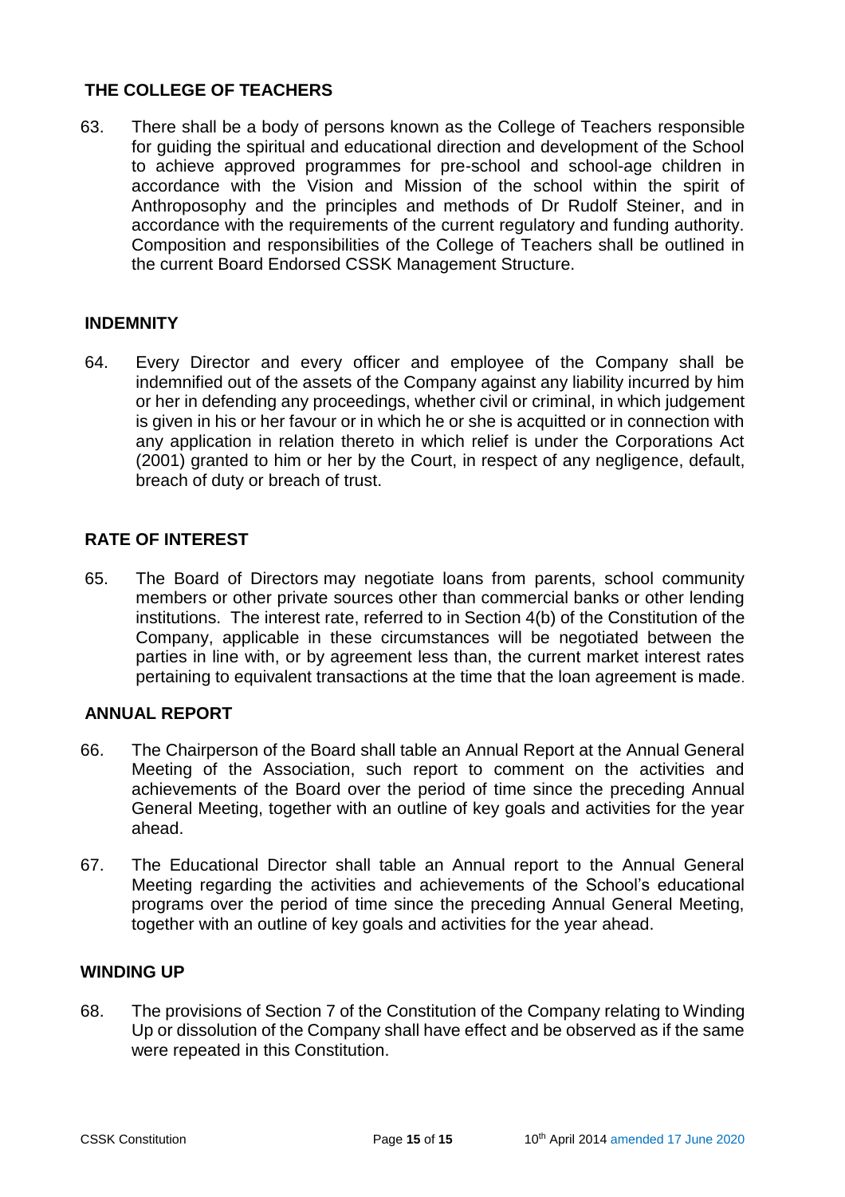## THE COLLEGE OF TEACHERS

63. There shall be a body of persons known as the College of Teachers responsible for guiding the spiritual and educational direction and development of the School to achieve approved programmes for pre-school and school-age children in accordance with the Vision and Mission of the school within the spirit of Anthroposophy and the principles and methods of Dr Rudolf Steiner, and in accordance with the requirements of the current regulatory and funding authority. Composition and responsibilities of the College of Teachers shall be outlined in the current Board Endorsed CSSK Management Structure.

## INDEMNITY

64. Every Director and every officer and employee of the Company shall be indemnified out of the assets of the Company against any liability incurred by him or her in defending any proceedings, whether civil or criminal, in which judgement is given in his or her favour or in which he or she is acquitted or in connection with any application in relation thereto in which relief is under the Corporations Act (2001) granted to him or her by the Court, in respect of any negligence, default, breach of duty or breach of trust.

## RATE OF INTEREST

65. The Board of Directors may negotiate loans from parents, school community members or other private sources other than commercial banks or other lending institutions. The interest rate, referred to in Section 4(b) of the Constitution of the Company, applicable in these circumstances will be negotiated between the parties in line with, or by agreement less than, the current market interest rates pertaining to equivalent transactions at the time that the loan agreement is made.

## ANNUAL REPORT

66. The Chairperson of the Board shall table an Annual Report at the Annual General Meeting of the Association, such report to comment on the activities and achievements of the Board over the period of time since the preceding Annual General Meeting, together with an outline of key goals and activities for the year ahead.

67. The Educational Director shall table an Annual report to the Annual General Meeting regarding the activities and achievements of the School's educational programs over the period of time since the preceding Annual General Meeting, together with an outline of key goals and activities for the year ahead.

## WINDING UP

68. The provisions of Section 7 of the Constitution of the Company relating to Winding Up or dissolution of the Company shall have effect and be observed as if the same were repeated in this Constitution.